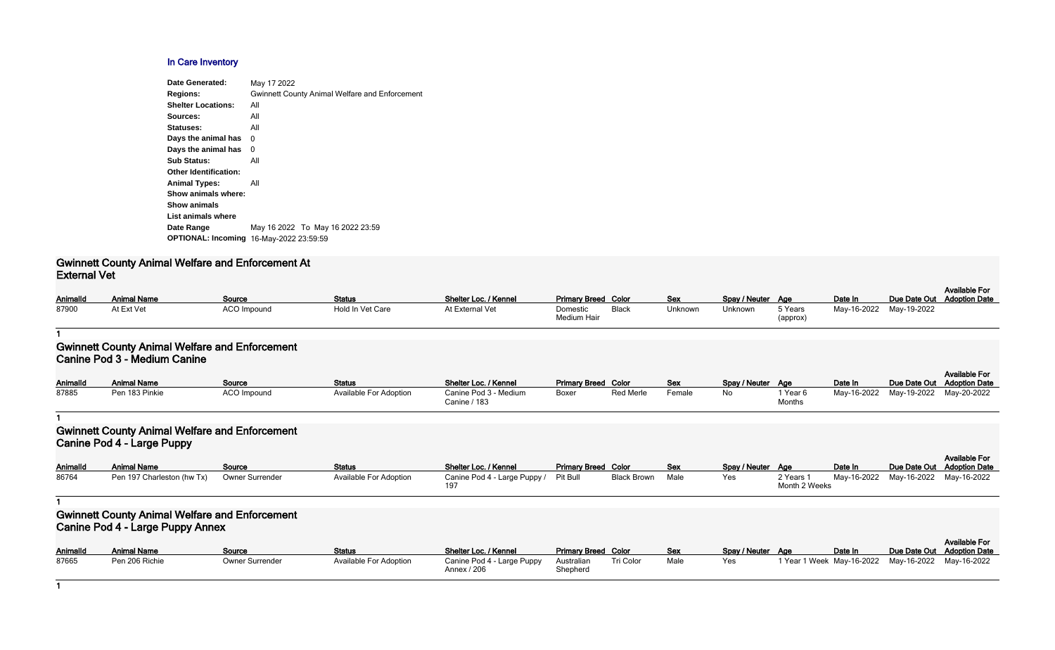## In Care Inventory

**Date Generated:** May 17 2022
**Regions:** Gwinnett County Animal Welfare and Enforcement
**Shelter Locations:** All
**Sources:** All
**Statuses:** All
**Days the animal has** 0
**Days the animal has** 0
**Sub Status:** All
**Other Identification:**
**Animal Types:** All
**Show animals where:**
**Show animals**
**List animals where**
**Date Range** May 16 2022 To May 16 2022 23:59
**OPTIONAL: Incoming** 16-May-2022 23:59:59

### Gwinnett County Animal Welfare and Enforcement At External Vet

| AnimalId | Animal Name | Source | Status | Shelter Loc. / Kennel | Primary Breed | Color | Sex | Spay / Neuter | Age | Date In | Due Date Out | Available For Adoption Date |
|---|---|---|---|---|---|---|---|---|---|---|---|---|
| 87900 | At Ext Vet | ACO Impound | Hold In Vet Care | At External Vet | Domestic Medium Hair | Black | Unknown | Unknown | 5 Years (approx) | May-16-2022 | May-19-2022 | |

1

### Gwinnett County Animal Welfare and Enforcement Canine Pod 3 - Medium Canine

| AnimalId | Animal Name | Source | Status | Shelter Loc. / Kennel | Primary Breed | Color | Sex | Spay / Neuter | Age | Date In | Due Date Out | Available For Adoption Date |
|---|---|---|---|---|---|---|---|---|---|---|---|---|
| 87885 | Pen 183 Pinkie | ACO Impound | Available For Adoption | Canine Pod 3 - Medium Canine / 183 | Boxer | Red Merle | Female | No | 1 Year 6 Months | May-16-2022 | May-19-2022 | May-20-2022 |

1

### Gwinnett County Animal Welfare and Enforcement Canine Pod 4 - Large Puppy

| AnimalId | Animal Name | Source | Status | Shelter Loc. / Kennel | Primary Breed | Color | Sex | Spay / Neuter | Age | Date In | Due Date Out | Available For Adoption Date |
|---|---|---|---|---|---|---|---|---|---|---|---|---|
| 86764 | Pen 197 Charleston (hw Tx) | Owner Surrender | Available For Adoption | Canine Pod 4 - Large Puppy / 197 | Pit Bull | Black Brown | Male | Yes | 2 Years 1 Month 2 Weeks | May-16-2022 | May-16-2022 | May-16-2022 |

1

### Gwinnett County Animal Welfare and Enforcement Canine Pod 4 - Large Puppy Annex

| AnimalId | Animal Name | Source | Status | Shelter Loc. / Kennel | Primary Breed | Color | Sex | Spay / Neuter | Age | Date In | Due Date Out | Available For Adoption Date |
|---|---|---|---|---|---|---|---|---|---|---|---|---|
| 87665 | Pen 206 Richie | Owner Surrender | Available For Adoption | Canine Pod 4 - Large Puppy Annex / 206 | Australian Shepherd | Tri Color | Male | Yes | 1 Year 1 Week | May-16-2022 | May-16-2022 | May-16-2022 |

1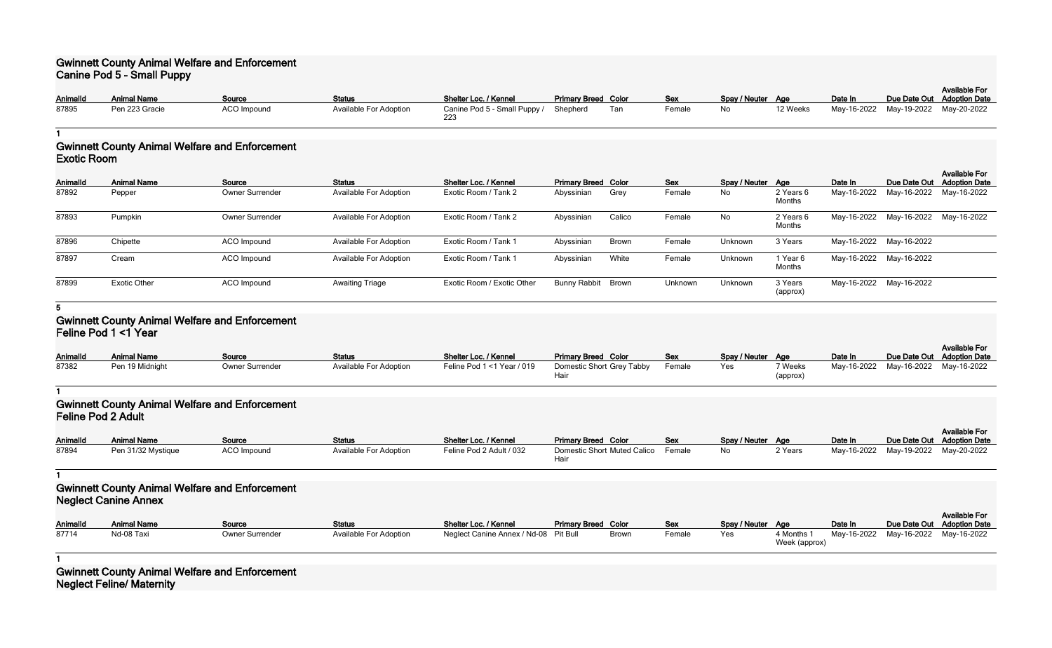## Gwinnett County Animal Welfare and Enforcement
### Canine Pod 5 - Small Puppy

| AnimalId | Animal Name | Source | Status | Shelter Loc. / Kennel | Primary Breed | Color | Sex | Spay / Neuter | Age | Date In | Due Date Out | Available For Adoption Date |
|---|---|---|---|---|---|---|---|---|---|---|---|---|
| 87895 | Pen 223 Gracie | ACO Impound | Available For Adoption | Canine Pod 5 - Small Puppy / 223 | Shepherd | Tan | Female | No | 12 Weeks | May-16-2022 | May-19-2022 | May-20-2022 |

1

## Gwinnett County Animal Welfare and Enforcement
### Exotic Room

| AnimalId | Animal Name | Source | Status | Shelter Loc. / Kennel | Primary Breed | Color | Sex | Spay / Neuter | Age | Date In | Due Date Out | Available For Adoption Date |
|---|---|---|---|---|---|---|---|---|---|---|---|---|
| 87892 | Pepper | Owner Surrender | Available For Adoption | Exotic Room / Tank 2 | Abyssinian | Grey | Female | No | 2 Years 6 Months | May-16-2022 | May-16-2022 | May-16-2022 |
| 87893 | Pumpkin | Owner Surrender | Available For Adoption | Exotic Room / Tank 2 | Abyssinian | Calico | Female | No | 2 Years 6 Months | May-16-2022 | May-16-2022 | May-16-2022 |
| 87896 | Chipette | ACO Impound | Available For Adoption | Exotic Room / Tank 1 | Abyssinian | Brown | Female | Unknown | 3 Years | May-16-2022 | May-16-2022 | |
| 87897 | Cream | ACO Impound | Available For Adoption | Exotic Room / Tank 1 | Abyssinian | White | Female | Unknown | 1 Year 6 Months | May-16-2022 | May-16-2022 | |
| 87899 | Exotic Other | ACO Impound | Awaiting Triage | Exotic Room / Exotic Other | Bunny Rabbit | Brown | Unknown | Unknown | 3 Years (approx) | May-16-2022 | May-16-2022 | |

5

## Gwinnett County Animal Welfare and Enforcement
### Feline Pod 1 <1 Year

| AnimalId | Animal Name | Source | Status | Shelter Loc. / Kennel | Primary Breed | Color | Sex | Spay / Neuter | Age | Date In | Due Date Out | Available For Adoption Date |
|---|---|---|---|---|---|---|---|---|---|---|---|---|
| 87382 | Pen 19 Midnight | Owner Surrender | Available For Adoption | Feline Pod 1 <1 Year / 019 | Domestic Short Hair | Grey Tabby | Female | Yes | 7 Weeks (approx) | May-16-2022 | May-16-2022 | May-16-2022 |

1

## Gwinnett County Animal Welfare and Enforcement
### Feline Pod 2 Adult

| AnimalId | Animal Name | Source | Status | Shelter Loc. / Kennel | Primary Breed | Color | Sex | Spay / Neuter | Age | Date In | Due Date Out | Available For Adoption Date |
|---|---|---|---|---|---|---|---|---|---|---|---|---|
| 87894 | Pen 31/32 Mystique | ACO Impound | Available For Adoption | Feline Pod 2 Adult / 032 | Domestic Short Hair | Muted Calico | Female | No | 2 Years | May-16-2022 | May-19-2022 | May-20-2022 |

1

## Gwinnett County Animal Welfare and Enforcement
### Neglect Canine Annex

| AnimalId | Animal Name | Source | Status | Shelter Loc. / Kennel | Primary Breed | Color | Sex | Spay / Neuter | Age | Date In | Due Date Out | Available For Adoption Date |
|---|---|---|---|---|---|---|---|---|---|---|---|---|
| 87714 | Nd-08 Taxi | Owner Surrender | Available For Adoption | Neglect Canine Annex / Nd-08 | Pit Bull | Brown | Female | Yes | 4 Months 1 Week (approx) | May-16-2022 | May-16-2022 | May-16-2022 |

1

## Gwinnett County Animal Welfare and Enforcement
### Neglect Feline/ Maternity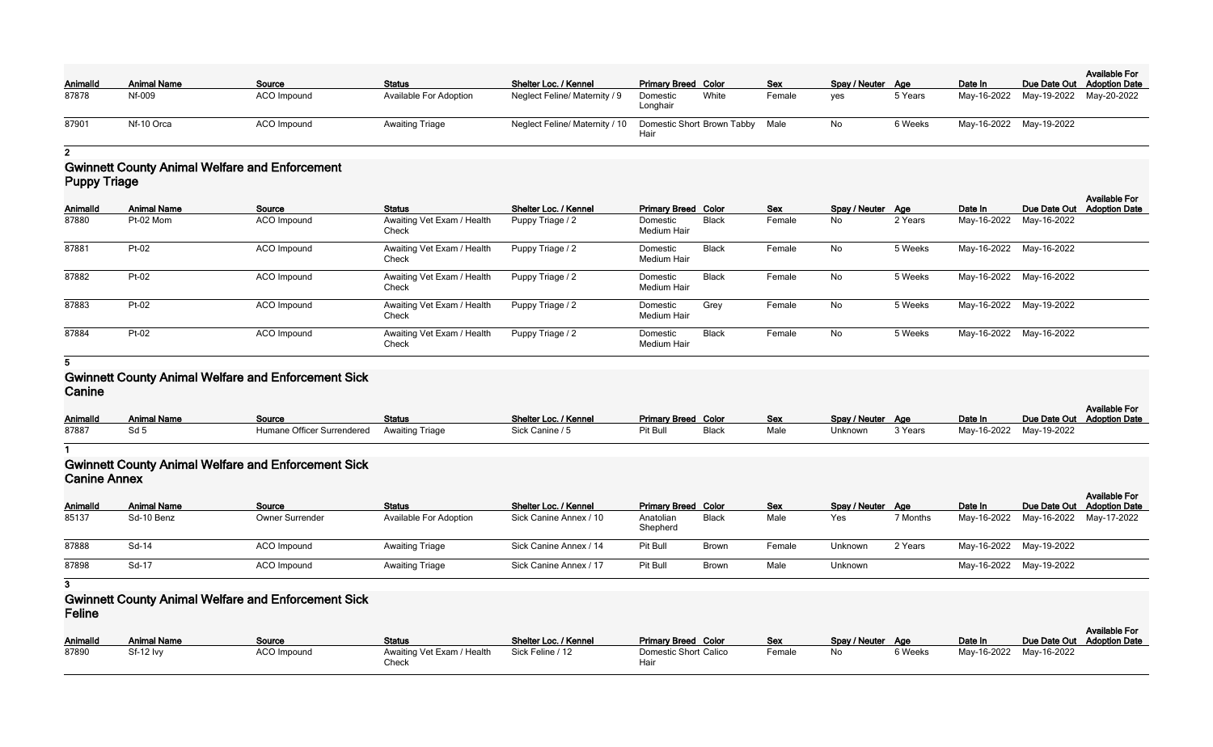| AnimalId | Animal Name | Source | Status | Shelter Loc. / Kennel | Primary Breed | Color | Sex | Spay / Neuter | Age | Date In | Due Date Out | Available For Adoption Date |
|---|---|---|---|---|---|---|---|---|---|---|---|---|
| 87878 | Nf-009 | ACO Impound | Available For Adoption | Neglect Feline/ Maternity / 9 | Domestic Longhair | White | Female | yes | 5 Years | May-16-2022 | May-19-2022 | May-20-2022 |
| 87901 | Nf-10 Orca | ACO Impound | Awaiting Triage | Neglect Feline/ Maternity / 10 | Domestic Short Hair | Brown Tabby | Male | No | 6 Weeks | May-16-2022 | May-19-2022 | |

2

## Gwinnett County Animal Welfare and Enforcement Puppy Triage

| AnimalId | Animal Name | Source | Status | Shelter Loc. / Kennel | Primary Breed | Color | Sex | Spay / Neuter | Age | Date In | Due Date Out | Available For Adoption Date |
|---|---|---|---|---|---|---|---|---|---|---|---|---|
| 87880 | Pt-02 Mom | ACO Impound | Awaiting Vet Exam / Health Check | Puppy Triage / 2 | Domestic Medium Hair | Black | Female | No | 2 Years | May-16-2022 | May-16-2022 | |
| 87881 | Pt-02 | ACO Impound | Awaiting Vet Exam / Health Check | Puppy Triage / 2 | Domestic Medium Hair | Black | Female | No | 5 Weeks | May-16-2022 | May-16-2022 | |
| 87882 | Pt-02 | ACO Impound | Awaiting Vet Exam / Health Check | Puppy Triage / 2 | Domestic Medium Hair | Black | Female | No | 5 Weeks | May-16-2022 | May-16-2022 | |
| 87883 | Pt-02 | ACO Impound | Awaiting Vet Exam / Health Check | Puppy Triage / 2 | Domestic Medium Hair | Grey | Female | No | 5 Weeks | May-16-2022 | May-19-2022 | |
| 87884 | Pt-02 | ACO Impound | Awaiting Vet Exam / Health Check | Puppy Triage / 2 | Domestic Medium Hair | Black | Female | No | 5 Weeks | May-16-2022 | May-16-2022 | |

5

## Gwinnett County Animal Welfare and Enforcement Sick Canine

| AnimalId | Animal Name | Source | Status | Shelter Loc. / Kennel | Primary Breed | Color | Sex | Spay / Neuter | Age | Date In | Due Date Out | Available For Adoption Date |
|---|---|---|---|---|---|---|---|---|---|---|---|---|
| 87887 | Sd 5 | Humane Officer Surrendered | Awaiting Triage | Sick Canine / 5 | Pit Bull | Black | Male | Unknown | 3 Years | May-16-2022 | May-19-2022 | |

1

## Gwinnett County Animal Welfare and Enforcement Sick Canine Annex

| AnimalId | Animal Name | Source | Status | Shelter Loc. / Kennel | Primary Breed | Color | Sex | Spay / Neuter | Age | Date In | Due Date Out | Available For Adoption Date |
|---|---|---|---|---|---|---|---|---|---|---|---|---|
| 85137 | Sd-10 Benz | Owner Surrender | Available For Adoption | Sick Canine Annex / 10 | Anatolian Shepherd | Black | Male | Yes | 7 Months | May-16-2022 | May-16-2022 | May-17-2022 |
| 87888 | Sd-14 | ACO Impound | Awaiting Triage | Sick Canine Annex / 14 | Pit Bull | Brown | Female | Unknown | 2 Years | May-16-2022 | May-19-2022 | |
| 87898 | Sd-17 | ACO Impound | Awaiting Triage | Sick Canine Annex / 17 | Pit Bull | Brown | Male | Unknown | | May-16-2022 | May-19-2022 | |

3

## Gwinnett County Animal Welfare and Enforcement Sick Feline

| AnimalId | Animal Name | Source | Status | Shelter Loc. / Kennel | Primary Breed | Color | Sex | Spay / Neuter | Age | Date In | Due Date Out | Available For Adoption Date |
|---|---|---|---|---|---|---|---|---|---|---|---|---|
| 87890 | Sf-12 Ivy | ACO Impound | Awaiting Vet Exam / Health Check | Sick Feline / 12 | Domestic Short Hair | Calico | Female | No | 6 Weeks | May-16-2022 | May-16-2022 | |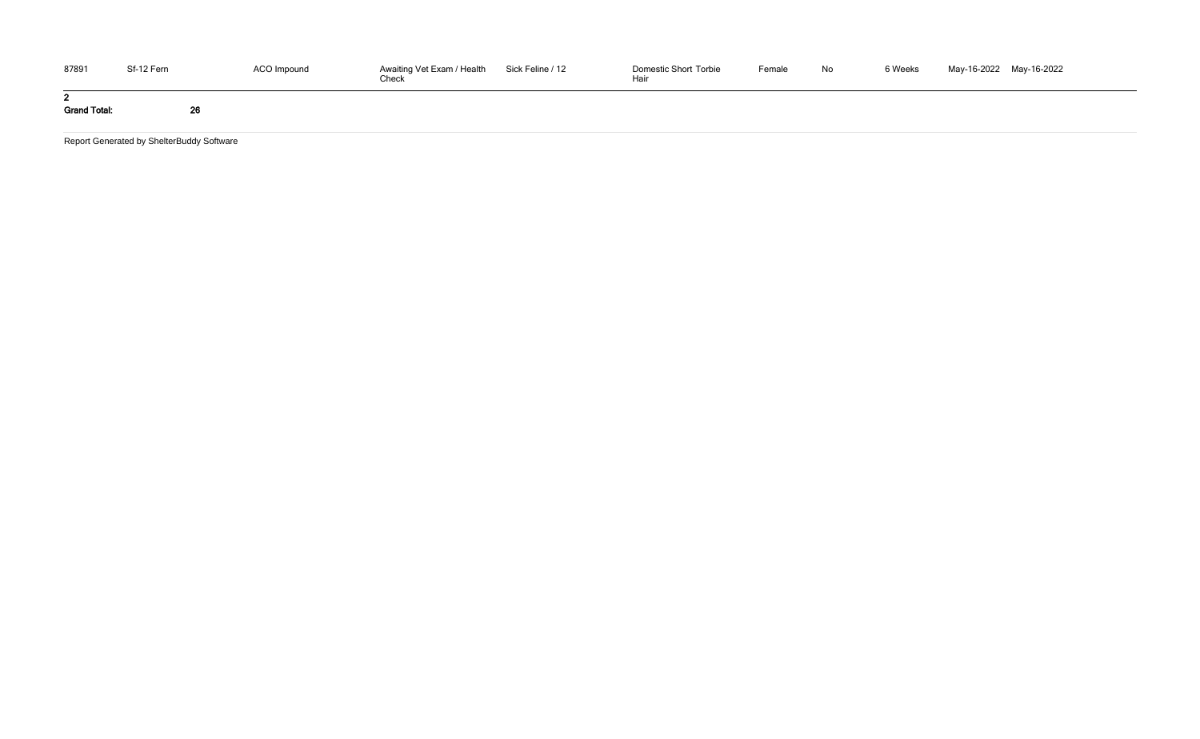| | | | | | | | | | | |
|---|---|---|---|---|---|---|---|---|---|---|
| 87891 | Sf-12 Fern | ACO Impound | Awaiting Vet Exam / Health Check | Sick Feline / 12 | Domestic Short Torbie Hair | Female | No | 6 Weeks | May-16-2022 | May-16-2022 |

**2**

**Grand Total:** **26**

Report Generated by ShelterBuddy Software